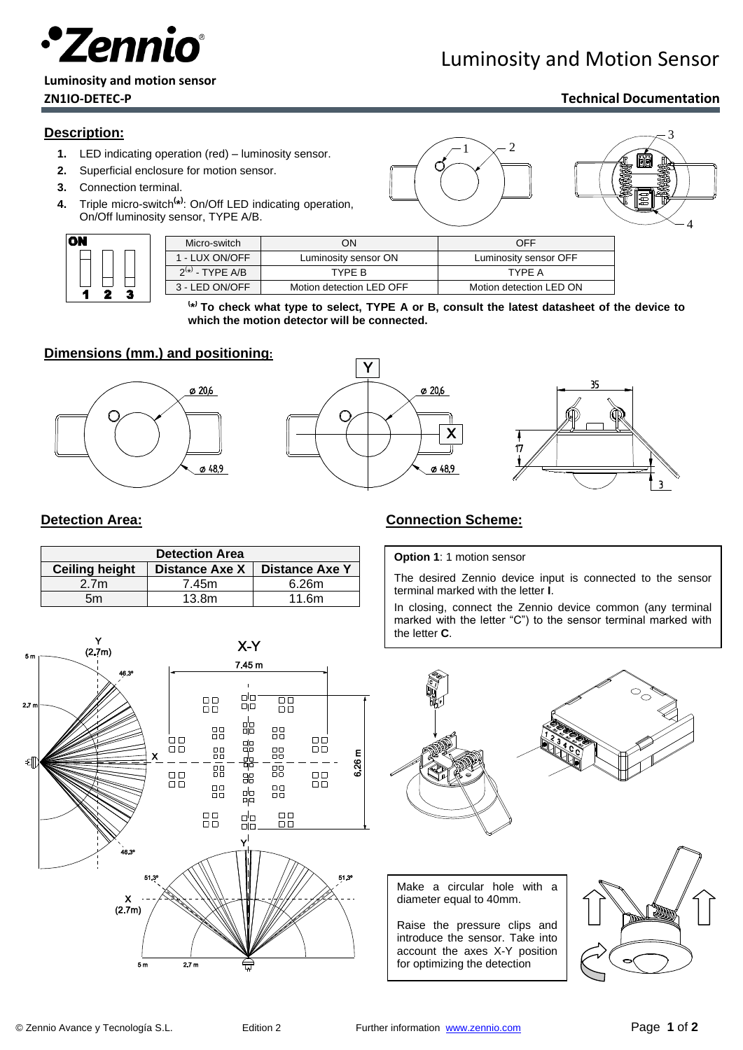# Luminosity and Motion Sensor

**Luminosity and motion sensor**

**ZN1IO-DETEC-P**

**Technical Documentation**

## Description:

1. LED indicating operation (red) – luminosity sensor.
2. Superficial enclosure for motion sensor.
3. Connection terminal.
4. Triple micro-switch(*): On/Off LED indicating operation, On/Off luminosity sensor, TYPE A/B.

| Micro-switch | ON | OFF |
|---|---|---|
| 1 - LUX ON/OFF | Luminosity sensor ON | Luminosity sensor OFF |
| 2(*) - TYPE A/B | TYPE B | TYPE A |
| 3 - LED ON/OFF | Motion detection LED OFF | Motion detection LED ON |

**(*) To check what type to select, TYPE A or B, consult the latest datasheet of the device to which the motion detector will be connected.**

## Dimensions (mm.) and positioning:

ø 20,6 — ø 48,9 — 35 — 17 — 3

## Detection Area:

| Detection Area | | |
|---|---|---|
| **Ceiling height** | **Distance Axe X** | **Distance Axe Y** |
| 2.7m | 7.45m | 6.26m |
| 5m | 13.8m | 11.6m |

## Connection Scheme:

**Option 1**: 1 motion sensor

The desired Zennio device input is connected to the sensor terminal marked with the letter **I**.

In closing, connect the Zennio device common (any terminal marked with the letter "C") to the sensor terminal marked with the letter **C**.

Make a circular hole with a diameter equal to 40mm.

Raise the pressure clips and introduce the sensor. Take into account the axes X-Y position for optimizing the detection

© Zennio Avance y Tecnología S.L. Edition 2 Further information www.zennio.com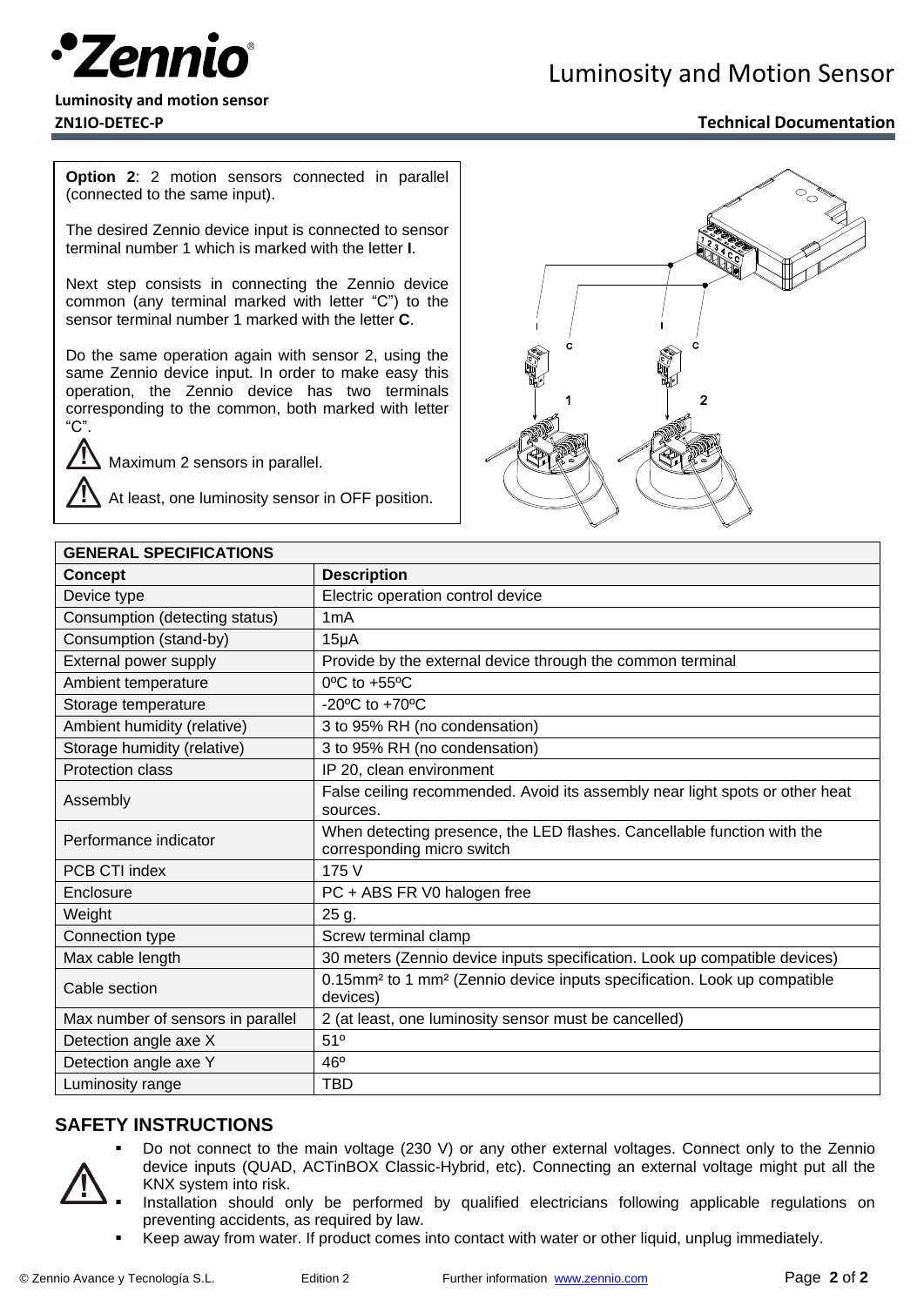**Option 2**: 2 motion sensors connected in parallel (connected to the same input).

The desired Zennio device input is connected to sensor terminal number 1 which is marked with the letter **I**.

Next step consists in connecting the Zennio device common (any terminal marked with letter "C") to the sensor terminal number 1 marked with the letter **C**.

Do the same operation again with sensor 2, using the same Zennio device input. In order to make easy this operation, the Zennio device has two terminals corresponding to the common, both marked with letter "C".

⚠ Maximum 2 sensors in parallel.

⚠ At least, one luminosity sensor in OFF position.

| GENERAL SPECIFICATIONS | |
|---|---|
| **Concept** | **Description** |
| Device type | Electric operation control device |
| Consumption (detecting status) | 1mA |
| Consumption (stand-by) | 15μA |
| External power supply | Provide by the external device through the common terminal |
| Ambient temperature | 0ºC to +55ºC |
| Storage temperature | -20ºC to +70ºC |
| Ambient humidity (relative) | 3 to 95% RH (no condensation) |
| Storage humidity (relative) | 3 to 95% RH (no condensation) |
| Protection class | IP 20, clean environment |
| Assembly | False ceiling recommended. Avoid its assembly near light spots or other heat sources. |
| Performance indicator | When detecting presence, the LED flashes. Cancellable function with the corresponding micro switch |
| PCB CTI index | 175 V |
| Enclosure | PC + ABS FR V0 halogen free |
| Weight | 25 g. |
| Connection type | Screw terminal clamp |
| Max cable length | 30 meters (Zennio device inputs specification. Look up compatible devices) |
| Cable section | 0.15mm² to 1 mm² (Zennio device inputs specification. Look up compatible devices) |
| Max number of sensors in parallel | 2 (at least, one luminosity sensor must be cancelled) |
| Detection angle axe X | 51º |
| Detection angle axe Y | 46º |
| Luminosity range | TBD |

## SAFETY INSTRUCTIONS

- Do not connect to the main voltage (230 V) or any other external voltages. Connect only to the Zennio device inputs (QUAD, ACTinBOX Classic-Hybrid, etc). Connecting an external voltage might put all the KNX system into risk.
- Installation should only be performed by qualified electricians following applicable regulations on preventing accidents, as required by law.
- Keep away from water. If product comes into contact with water or other liquid, unplug immediately.